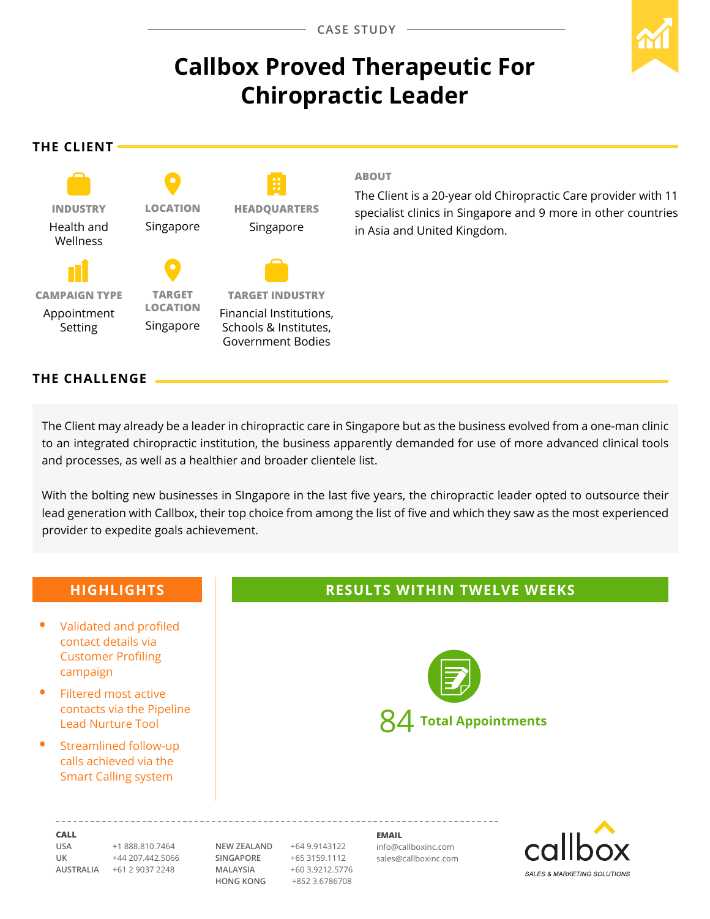CASE STUDY

# Callbox Proved Therapeutic For Chiropractic Leader

## THE CLIENT

**INDUSTRY**
Health and Wellness

**LOCATION**
Singapore

**HEADQUARTERS**
Singapore

**CAMPAIGN TYPE**
Appointment Setting

**TARGET LOCATION**
Singapore

**TARGET INDUSTRY**
Financial Institutions, Schools & Institutes, Government Bodies

**ABOUT**

The Client is a 20-year old Chiropractic Care provider with 11 specialist clinics in Singapore and 9 more in other countries in Asia and United Kingdom.

## THE CHALLENGE

The Client may already be a leader in chiropractic care in Singapore but as the business evolved from a one-man clinic to an integrated chiropractic institution, the business apparently demanded for use of more advanced clinical tools and processes, as well as a healthier and broader clientele list.

With the bolting new businesses in SIngapore in the last five years, the chiropractic leader opted to outsource their lead generation with Callbox, their top choice from among the list of five and which they saw as the most experienced provider to expedite goals achievement.

## HIGHLIGHTS

- Validated and profiled contact details via Customer Profiling campaign
- Filtered most active contacts via the Pipeline Lead Nurture Tool
- Streamlined follow-up calls achieved via the Smart Calling system

## RESULTS WITHIN TWELVE WEEKS

**84** Total Appointments

**CALL**

| | | | |
|---|---|---|---|
| USA | +1 888.810.7464 | NEW ZEALAND | +64 9.9143122 |
| UK | +44 207.442.5066 | SINGAPORE | +65 3159.1112 |
| AUSTRALIA | +61 2 9037 2248 | MALAYSIA | +60 3.9212.5776 |
| | | HONG KONG | +852 3.6786708 |

**EMAIL**
info@callboxinc.com
sales@callboxinc.com

callbox
SALES & MARKETING SOLUTIONS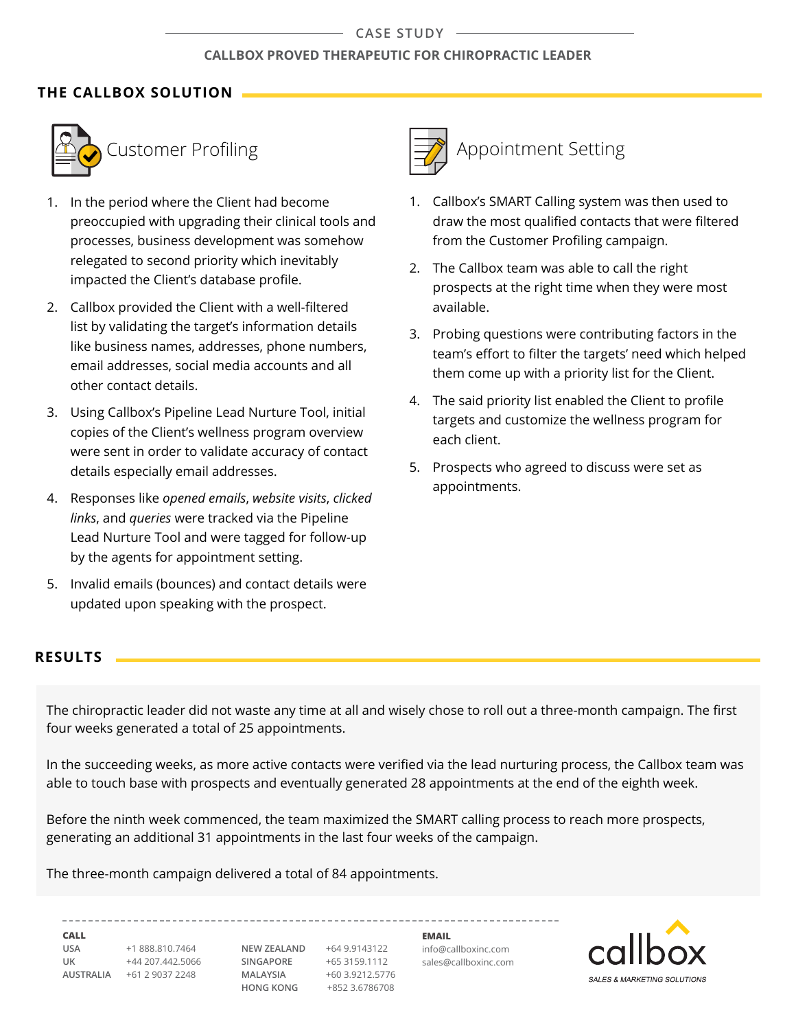CASE STUDY

CALLBOX PROVED THERAPEUTIC FOR CHIROPRACTIC LEADER

## THE CALLBOX SOLUTION

### Customer Profiling

1. In the period where the Client had become preoccupied with upgrading their clinical tools and processes, business development was somehow relegated to second priority which inevitably impacted the Client's database profile.
2. Callbox provided the Client with a well-filtered list by validating the target's information details like business names, addresses, phone numbers, email addresses, social media accounts and all other contact details.
3. Using Callbox's Pipeline Lead Nurture Tool, initial copies of the Client's wellness program overview were sent in order to validate accuracy of contact details especially email addresses.
4. Responses like *opened emails*, *website visits*, *clicked links*, and *queries* were tracked via the Pipeline Lead Nurture Tool and were tagged for follow-up by the agents for appointment setting.
5. Invalid emails (bounces) and contact details were updated upon speaking with the prospect.

### Appointment Setting

1. Callbox's SMART Calling system was then used to draw the most qualified contacts that were filtered from the Customer Profiling campaign.
2. The Callbox team was able to call the right prospects at the right time when they were most available.
3. Probing questions were contributing factors in the team's effort to filter the targets' need which helped them come up with a priority list for the Client.
4. The said priority list enabled the Client to profile targets and customize the wellness program for each client.
5. Prospects who agreed to discuss were set as appointments.

## RESULTS

The chiropractic leader did not waste any time at all and wisely chose to roll out a three-month campaign. The first four weeks generated a total of 25 appointments.

In the succeeding weeks, as more active contacts were verified via the lead nurturing process, the Callbox team was able to touch base with prospects and eventually generated 28 appointments at the end of the eighth week.

Before the ninth week commenced, the team maximized the SMART calling process to reach more prospects, generating an additional 31 appointments in the last four weeks of the campaign.

The three-month campaign delivered a total of 84 appointments.

**CALL**

| | | | |
|---|---|---|---|
| USA | +1 888.810.7464 | NEW ZEALAND | +64 9.9143122 |
| UK | +44 207.442.5066 | SINGAPORE | +65 3159.1112 |
| AUSTRALIA | +61 2 9037 2248 | MALAYSIA | +60 3.9212.5776 |
| | | HONG KONG | +852 3.6786708 |

**EMAIL**

info@callboxinc.com
sales@callboxinc.com

callbox
SALES & MARKETING SOLUTIONS